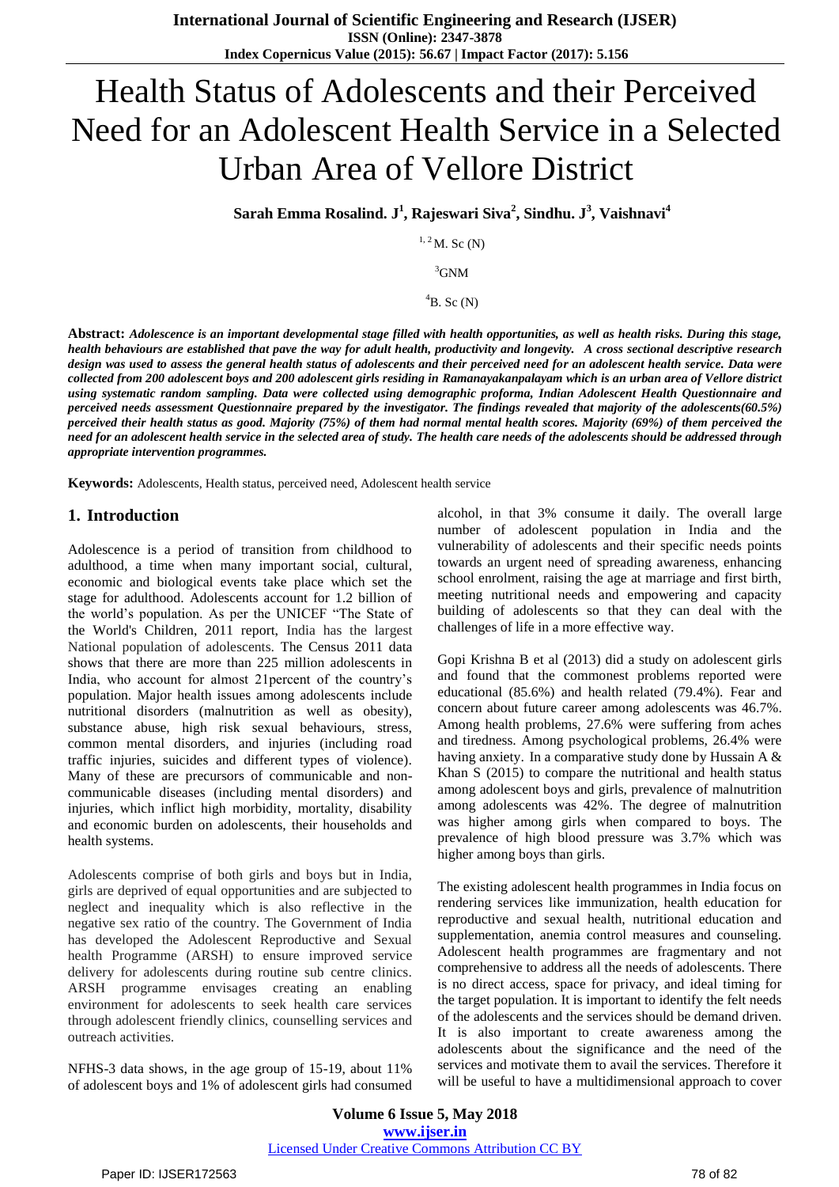# Health Status of Adolescents and their Perceived Need for an Adolescent Health Service in a Selected Urban Area of Vellore District

**Sarah Emma Rosalind. J[1], Rajeswari Siva[2], Sindhu. J[3], Vaishnavi[4]**

[1, 2]M. Sc (N)

[3]GNM

[4]B. Sc (N)

**Abstract:** ***Adolescence is an important developmental stage filled with health opportunities, as well as health risks. During this stage, health behaviours are established that pave the way for adult health, productivity and longevity. A cross sectional descriptive research design was used to assess the general health status of adolescents and their perceived need for an adolescent health service. Data were collected from 200 adolescent boys and 200 adolescent girls residing in Ramanayakanpalayam which is an urban area of Vellore district using systematic random sampling. Data were collected using demographic proforma, Indian Adolescent Health Questionnaire and perceived needs assessment Questionnaire prepared by the investigator. The findings revealed that majority of the adolescents(60.5%) perceived their health status as good. Majority (75%) of them had normal mental health scores. Majority (69%) of them perceived the need for an adolescent health service in the selected area of study. The health care needs of the adolescents should be addressed through appropriate intervention programmes.***

**Keywords:** Adolescents, Health status, perceived need, Adolescent health service

## 1. Introduction

Adolescence is a period of transition from childhood to adulthood, a time when many important social, cultural, economic and biological events take place which set the stage for adulthood. Adolescents account for 1.2 billion of the world's population. As per the UNICEF "The State of the World's Children, 2011 report, India has the largest National population of adolescents. The Census 2011 data shows that there are more than 225 million adolescents in India, who account for almost 21percent of the country's population. Major health issues among adolescents include nutritional disorders (malnutrition as well as obesity), substance abuse, high risk sexual behaviours, stress, common mental disorders, and injuries (including road traffic injuries, suicides and different types of violence). Many of these are precursors of communicable and non-communicable diseases (including mental disorders) and injuries, which inflict high morbidity, mortality, disability and economic burden on adolescents, their households and health systems.

Adolescents comprise of both girls and boys but in India, girls are deprived of equal opportunities and are subjected to neglect and inequality which is also reflective in the negative sex ratio of the country. The Government of India has developed the Adolescent Reproductive and Sexual health Programme (ARSH) to ensure improved service delivery for adolescents during routine sub centre clinics. ARSH programme envisages creating an enabling environment for adolescents to seek health care services through adolescent friendly clinics, counselling services and outreach activities.

NFHS-3 data shows, in the age group of 15-19, about 11% of adolescent boys and 1% of adolescent girls had consumed alcohol, in that 3% consume it daily. The overall large number of adolescent population in India and the vulnerability of adolescents and their specific needs points towards an urgent need of spreading awareness, enhancing school enrolment, raising the age at marriage and first birth, meeting nutritional needs and empowering and capacity building of adolescents so that they can deal with the challenges of life in a more effective way.

Gopi Krishna B et al (2013) did a study on adolescent girls and found that the commonest problems reported were educational (85.6%) and health related (79.4%). Fear and concern about future career among adolescents was 46.7%. Among health problems, 27.6% were suffering from aches and tiredness. Among psychological problems, 26.4% were having anxiety. In a comparative study done by Hussain A & Khan S (2015) to compare the nutritional and health status among adolescent boys and girls, prevalence of malnutrition among adolescents was 42%. The degree of malnutrition was higher among girls when compared to boys. The prevalence of high blood pressure was 3.7% which was higher among boys than girls.

The existing adolescent health programmes in India focus on rendering services like immunization, health education for reproductive and sexual health, nutritional education and supplementation, anemia control measures and counseling. Adolescent health programmes are fragmentary and not comprehensive to address all the needs of adolescents. There is no direct access, space for privacy, and ideal timing for the target population. It is important to identify the felt needs of the adolescents and the services should be demand driven. It is also important to create awareness among the adolescents about the significance and the need of the services and motivate them to avail the services. Therefore it will be useful to have a multidimensional approach to cover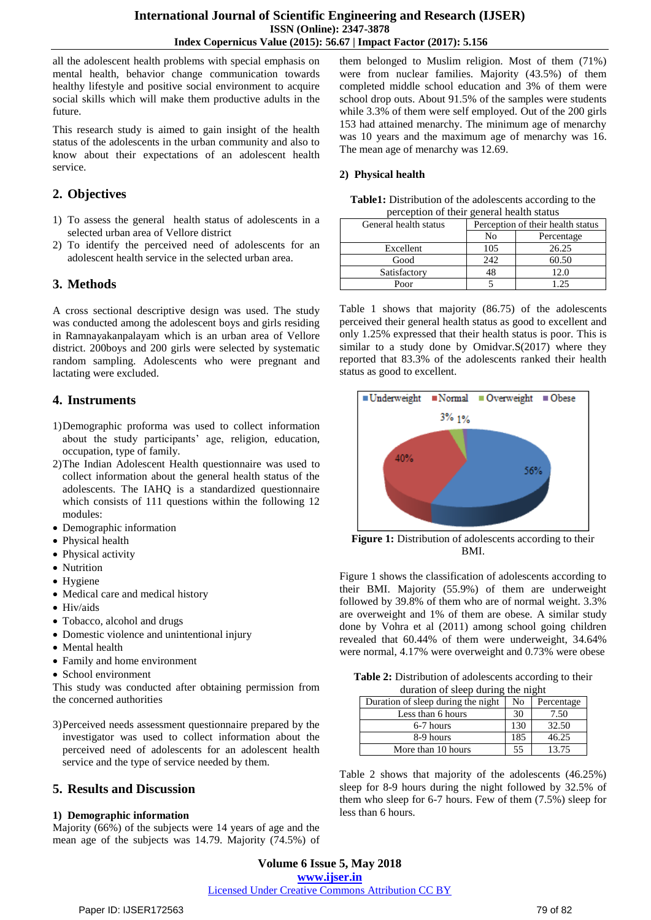all the adolescent health problems with special emphasis on mental health, behavior change communication towards healthy lifestyle and positive social environment to acquire social skills which will make them productive adults in the future.

This research study is aimed to gain insight of the health status of the adolescents in the urban community and also to know about their expectations of an adolescent health service.

## 2. Objectives

1) To assess the general health status of adolescents in a selected urban area of Vellore district
2) To identify the perceived need of adolescents for an adolescent health service in the selected urban area.

## 3. Methods

A cross sectional descriptive design was used. The study was conducted among the adolescent boys and girls residing in Ramnayakanpalayam which is an urban area of Vellore district. 200boys and 200 girls were selected by systematic random sampling. Adolescents who were pregnant and lactating were excluded.

## 4. Instruments

1) Demographic proforma was used to collect information about the study participants' age, religion, education, occupation, type of family.
2) The Indian Adolescent Health questionnaire was used to collect information about the general health status of the adolescents. The IAHQ is a standardized questionnaire which consists of 111 questions within the following 12 modules:

- Demographic information
- Physical health
- Physical activity
- Nutrition
- Hygiene
- Medical care and medical history
- Hiv/aids
- Tobacco, alcohol and drugs
- Domestic violence and unintentional injury
- Mental health
- Family and home environment
- School environment

This study was conducted after obtaining permission from the concerned authorities

3) Perceived needs assessment questionnaire prepared by the investigator was used to collect information about the perceived need of adolescents for an adolescent health service and the type of service needed by them.

## 5. Results and Discussion

### 1) Demographic information

Majority (66%) of the subjects were 14 years of age and the mean age of the subjects was 14.79. Majority (74.5%) of them belonged to Muslim religion. Most of them (71%) were from nuclear families. Majority (43.5%) of them completed middle school education and 3% of them were school drop outs. About 91.5% of the samples were students while 3.3% of them were self employed. Out of the 200 girls 153 had attained menarchy. The minimum age of menarchy was 10 years and the maximum age of menarchy was 16. The mean age of menarchy was 12.69.

### 2) Physical health

**Table1:** Distribution of the adolescents according to the perception of their general health status

| General health status | Perception of their health status | |
|---|---|---|
| | No | Percentage |
| Excellent | 105 | 26.25 |
| Good | 242 | 60.50 |
| Satisfactory | 48 | 12.0 |
| Poor | 5 | 1.25 |

Table 1 shows that majority (86.75) of the adolescents perceived their general health status as good to excellent and only 1.25% expressed that their health status is poor. This is similar to a study done by Omidvar.S(2017) where they reported that 83.3% of the adolescents ranked their health status as good to excellent.

**Figure 1:** Distribution of adolescents according to their BMI.

Figure 1 shows the classification of adolescents according to their BMI. Majority (55.9%) of them are underweight followed by 39.8% of them who are of normal weight. 3.3% are overweight and 1% of them are obese. A similar study done by Vohra et al (2011) among school going children revealed that 60.44% of them were underweight, 34.64% were normal, 4.17% were overweight and 0.73% were obese

**Table 2:** Distribution of adolescents according to their duration of sleep during the night

| Duration of sleep during the night | No | Percentage |
|---|---|---|
| Less than 6 hours | 30 | 7.50 |
| 6-7 hours | 130 | 32.50 |
| 8-9 hours | 185 | 46.25 |
| More than 10 hours | 55 | 13.75 |

Table 2 shows that majority of the adolescents (46.25%) sleep for 8-9 hours during the night followed by 32.5% of them who sleep for 6-7 hours. Few of them (7.5%) sleep for less than 6 hours.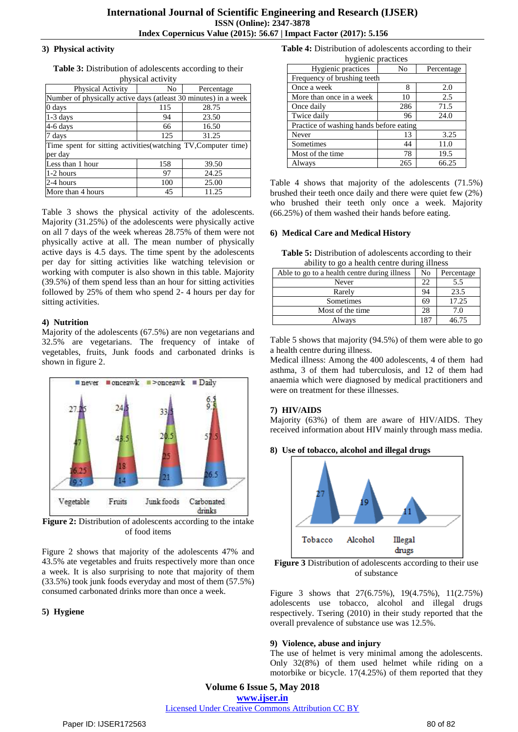### 3) Physical activity

**Table 3:** Distribution of adolescents according to their physical activity

| Physical Activity | No | Percentage |
|---|---|---|
| Number of physically active days (atleast 30 minutes) in a week | | |
| 0 days | 115 | 28.75 |
| 1-3 days | 94 | 23.50 |
| 4-6 days | 66 | 16.50 |
| 7 days | 125 | 31.25 |
| Time spent for sitting activities(watching TV,Computer time) per day | | |
| Less than 1 hour | 158 | 39.50 |
| 1-2 hours | 97 | 24.25 |
| 2-4 hours | 100 | 25.00 |
| More than 4 hours | 45 | 11.25 |

Table 3 shows the physical activity of the adolescents. Majority (31.25%) of the adolescents were physically active on all 7 days of the week whereas 28.75% of them were not physically active at all. The mean number of physically active days is 4.5 days. The time spent by the adolescents per day for sitting activities like watching television or working with computer is also shown in this table. Majority (39.5%) of them spend less than an hour for sitting activities followed by 25% of them who spend 2- 4 hours per day for sitting activities.

### 4) Nutrition

Majority of the adolescents (67.5%) are non vegetarians and 32.5% are vegetarians. The frequency of intake of vegetables, fruits, Junk foods and carbonated drinks is shown in figure 2.

**Figure 2:** Distribution of adolescents according to the intake of food items

Figure 2 shows that majority of the adolescents 47% and 43.5% ate vegetables and fruits respectively more than once a week. It is also surprising to note that majority of them (33.5%) took junk foods everyday and most of them (57.5%) consumed carbonated drinks more than once a week.

### 5) Hygiene

**Table 4:** Distribution of adolescents according to their hygienic practices

| Hygienic practices | No | Percentage |
|---|---|---|
| Frequency of brushing teeth | | |
| Once a week | 8 | 2.0 |
| More than once in a week | 10 | 2.5 |
| Once daily | 286 | 71.5 |
| Twice daily | 96 | 24.0 |
| Practice of washing hands before eating | | |
| Never | 13 | 3.25 |
| Sometimes | 44 | 11.0 |
| Most of the time | 78 | 19.5 |
| Always | 265 | 66.25 |

Table 4 shows that majority of the adolescents (71.5%) brushed their teeth once daily and there were quiet few (2%) who brushed their teeth only once a week. Majority (66.25%) of them washed their hands before eating.

### 6) Medical Care and Medical History

**Table 5:** Distribution of adolescents according to their ability to go a health centre during illness

| Able to go to a health centre during illness | No | Percentage |
|---|---|---|
| Never | 22 | 5.5 |
| Rarely | 94 | 23.5 |
| Sometimes | 69 | 17.25 |
| Most of the time | 28 | 7.0 |
| Always | 187 | 46.75 |

Table 5 shows that majority (94.5%) of them were able to go a health centre during illness.

Medical illness: Among the 400 adolescents, 4 of them had asthma, 3 of them had tuberculosis, and 12 of them had anaemia which were diagnosed by medical practitioners and were on treatment for these illnesses.

### 7) HIV/AIDS

Majority (63%) of them are aware of HIV/AIDS. They received information about HIV mainly through mass media.

### 8) Use of tobacco, alcohol and illegal drugs

**Figure 3** Distribution of adolescents according to their use of substance

Figure 3 shows that 27(6.75%), 19(4.75%), 11(2.75%) adolescents use tobacco, alcohol and illegal drugs respectively. Tsering (2010) in their study reported that the overall prevalence of substance use was 12.5%.

### 9) Violence, abuse and injury

The use of helmet is very minimal among the adolescents. Only 32(8%) of them used helmet while riding on a motorbike or bicycle. 17(4.25%) of them reported that they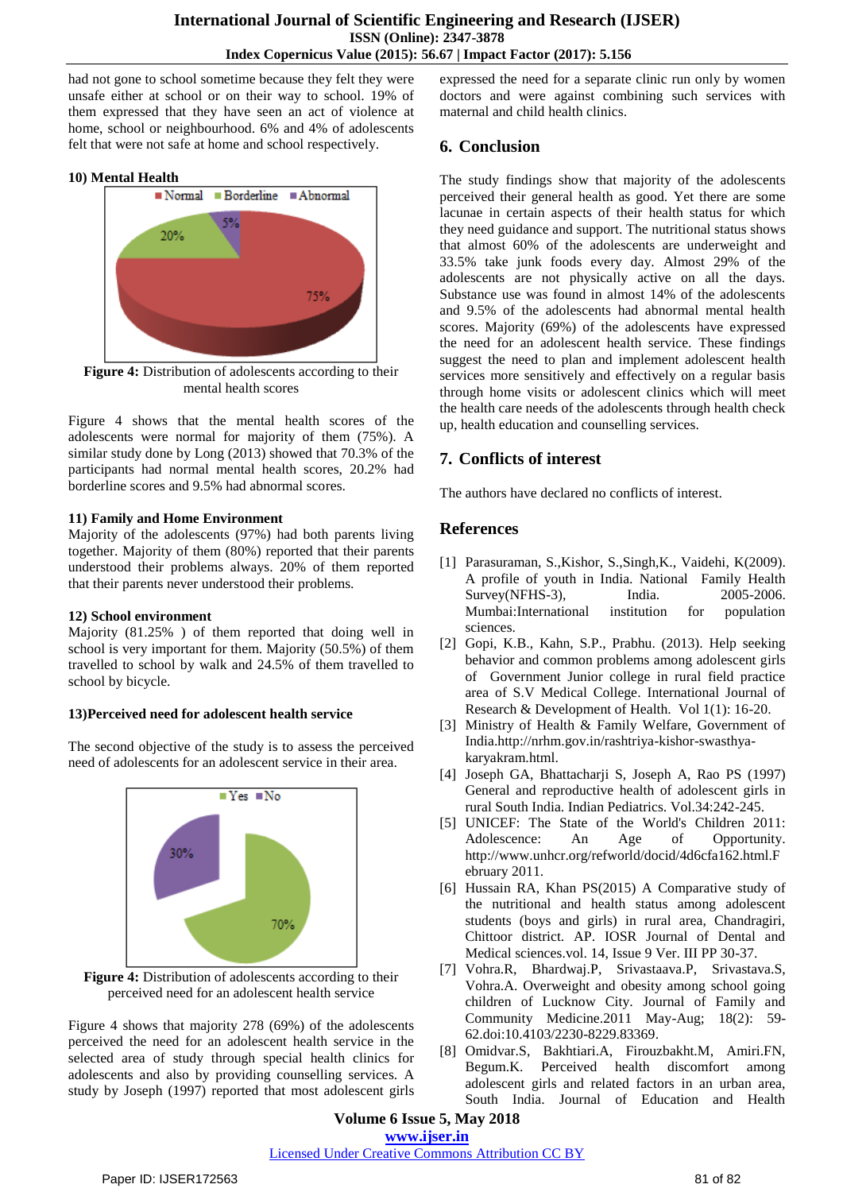had not gone to school sometime because they felt they were unsafe either at school or on their way to school. 19% of them expressed that they have seen an act of violence at home, school or neighbourhood. 6% and 4% of adolescents felt that were not safe at home and school respectively.

**10) Mental Health**

**Figure 4:** Distribution of adolescents according to their mental health scores

Figure 4 shows that the mental health scores of the adolescents were normal for majority of them (75%). A similar study done by Long (2013) showed that 70.3% of the participants had normal mental health scores, 20.2% had borderline scores and 9.5% had abnormal scores.

**11) Family and Home Environment**

Majority of the adolescents (97%) had both parents living together. Majority of them (80%) reported that their parents understood their problems always. 20% of them reported that their parents never understood their problems.

**12) School environment**

Majority (81.25% ) of them reported that doing well in school is very important for them. Majority (50.5%) of them travelled to school by walk and 24.5% of them travelled to school by bicycle.

**13)Perceived need for adolescent health service**

The second objective of the study is to assess the perceived need of adolescents for an adolescent service in their area.

**Figure 4:** Distribution of adolescents according to their perceived need for an adolescent health service

Figure 4 shows that majority 278 (69%) of the adolescents perceived the need for an adolescent health service in the selected area of study through special health clinics for adolescents and also by providing counselling services. A study by Joseph (1997) reported that most adolescent girls expressed the need for a separate clinic run only by women doctors and were against combining such services with maternal and child health clinics.

## 6. Conclusion

The study findings show that majority of the adolescents perceived their general health as good. Yet there are some lacunae in certain aspects of their health status for which they need guidance and support. The nutritional status shows that almost 60% of the adolescents are underweight and 33.5% take junk foods every day. Almost 29% of the adolescents are not physically active on all the days. Substance use was found in almost 14% of the adolescents and 9.5% of the adolescents had abnormal mental health scores. Majority (69%) of the adolescents have expressed the need for an adolescent health service. These findings suggest the need to plan and implement adolescent health services more sensitively and effectively on a regular basis through home visits or adolescent clinics which will meet the health care needs of the adolescents through health check up, health education and counselling services.

## 7. Conflicts of interest

The authors have declared no conflicts of interest.

## References

[1] Parasuraman, S.,Kishor, S.,Singh,K., Vaidehi, K(2009). A profile of youth in India. National Family Health Survey(NFHS-3), India. 2005-2006. Mumbai:International institution for population sciences.

[2] Gopi, K.B., Kahn, S.P., Prabhu. (2013). Help seeking behavior and common problems among adolescent girls of Government Junior college in rural field practice area of S.V Medical College. International Journal of Research & Development of Health. Vol 1(1): 16-20.

[3] Ministry of Health & Family Welfare, Government of India.http://nrhm.gov.in/rashtriya-kishor-swasthya-karyakram.html.

[4] Joseph GA, Bhattacharji S, Joseph A, Rao PS (1997) General and reproductive health of adolescent girls in rural South India. Indian Pediatrics. Vol.34:242-245.

[5] UNICEF: The State of the World's Children 2011: Adolescence: An Age of Opportunity. http://www.unhcr.org/refworld/docid/4d6cfa162.html.February 2011.

[6] Hussain RA, Khan PS(2015) A Comparative study of the nutritional and health status among adolescent students (boys and girls) in rural area, Chandragiri, Chittoor district. AP. IOSR Journal of Dental and Medical sciences.vol. 14, Issue 9 Ver. III PP 30-37.

[7] Vohra.R, Bhardwaj.P, Srivastaava.P, Srivastava.S, Vohra.A. Overweight and obesity among school going children of Lucknow City. Journal of Family and Community Medicine.2011 May-Aug; 18(2): 59-62.doi:10.4103/2230-8229.83369.

[8] Omidvar.S, Bakhtiari.A, Firouzbakht.M, Amiri.FN, Begum.K. Perceived health discomfort among adolescent girls and related factors in an urban area, South India. Journal of Education and Health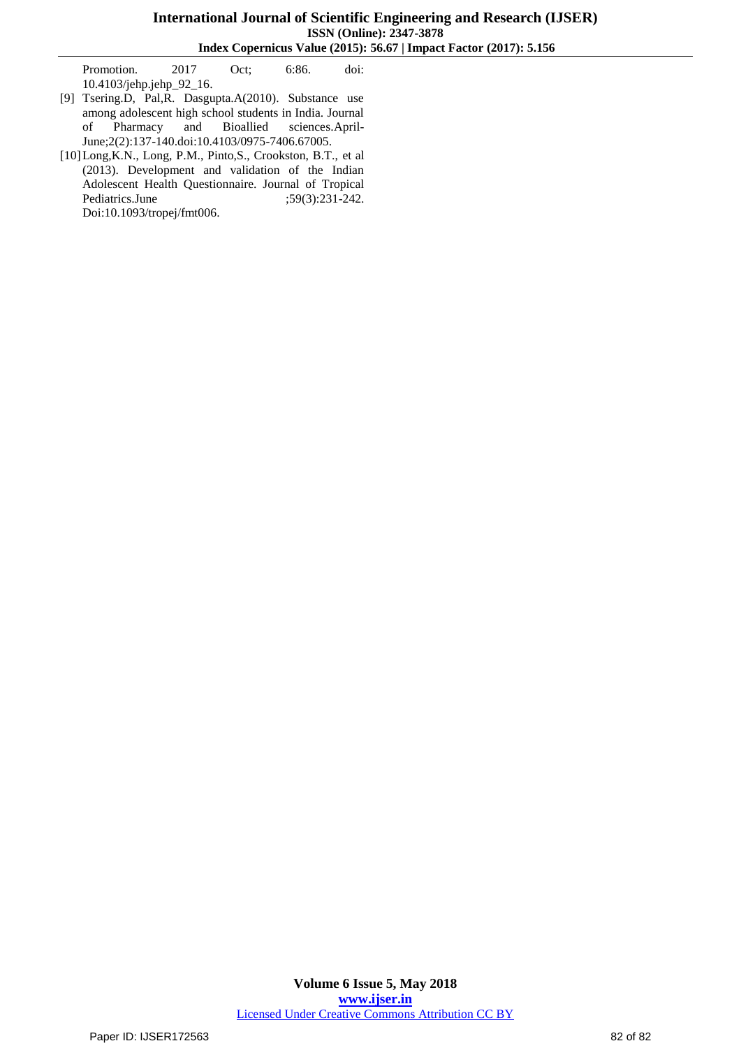Promotion. 2017 Oct; 6:86. doi: 10.4103/jehp.jehp_92_16.

[9] Tsering.D, Pal,R. Dasgupta.A(2010). Substance use among adolescent high school students in India. Journal of Pharmacy and Bioallied sciences.April-June;2(2):137-140.doi:10.4103/0975-7406.67005.

[10] Long,K.N., Long, P.M., Pinto,S., Crookston, B.T., et al (2013). Development and validation of the Indian Adolescent Health Questionnaire. Journal of Tropical Pediatrics.June ;59(3):231-242. Doi:10.1093/tropej/fmt006.